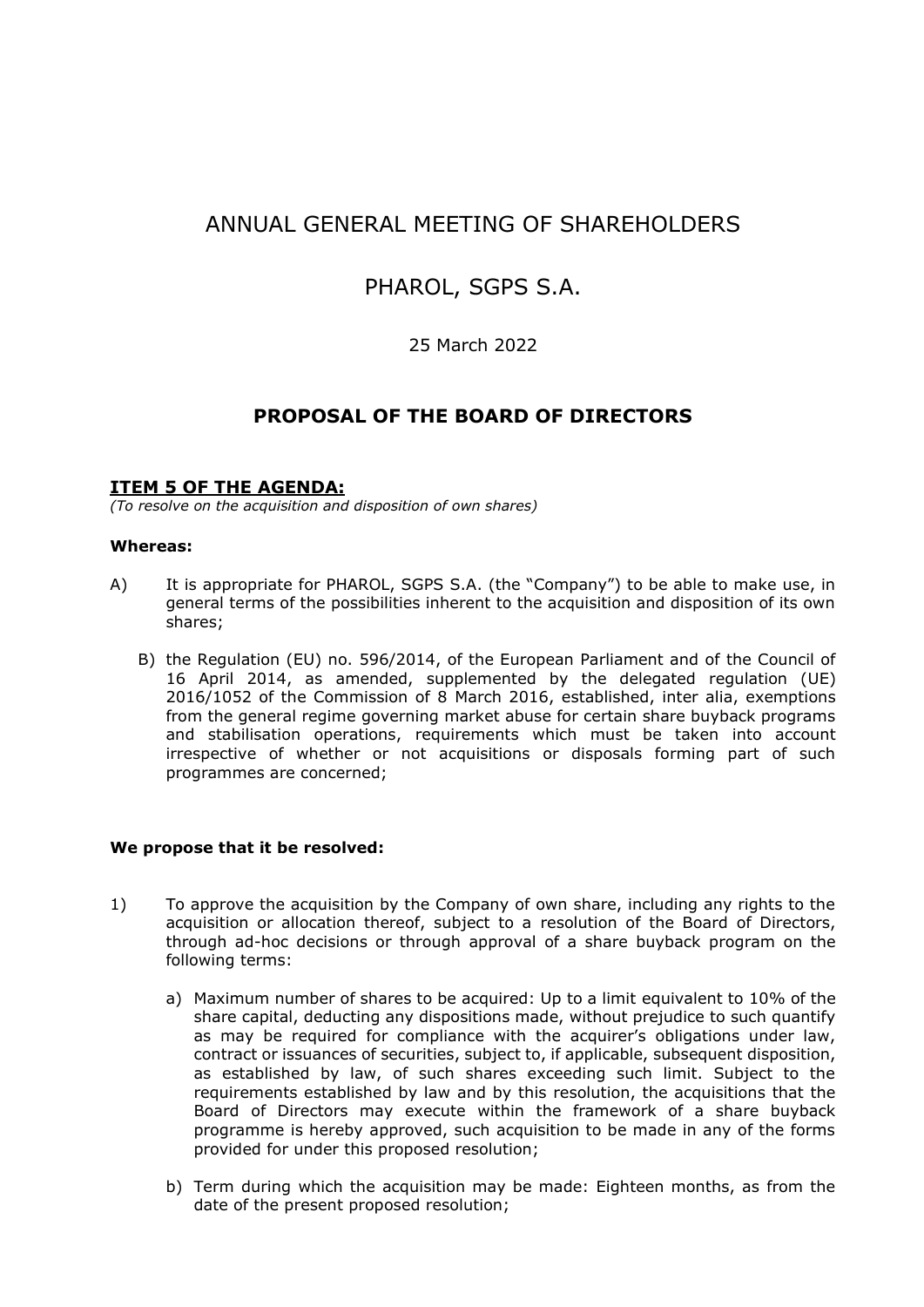# ANNUAL GENERAL MEETING OF SHAREHOLDERS

# PHAROL, SGPS S.A.

25 March 2022

## PROPOSAL OF THE BOARD OF DIRECTORS

**ITEM 5 OF THE AGENDA:**

*(To resolve on the acquisition and disposition of own shares)*

**Whereas:**

A) It is appropriate for PHAROL, SGPS S.A. (the "Company") to be able to make use, in general terms of the possibilities inherent to the acquisition and disposition of its own shares;

B) the Regulation (EU) no. 596/2014, of the European Parliament and of the Council of 16 April 2014, as amended, supplemented by the delegated regulation (UE) 2016/1052 of the Commission of 8 March 2016, established, inter alia, exemptions from the general regime governing market abuse for certain share buyback programs and stabilisation operations, requirements which must be taken into account irrespective of whether or not acquisitions or disposals forming part of such programmes are concerned;

**We propose that it be resolved:**

1) To approve the acquisition by the Company of own share, including any rights to the acquisition or allocation thereof, subject to a resolution of the Board of Directors, through ad-hoc decisions or through approval of a share buyback program on the following terms:

   a) Maximum number of shares to be acquired: Up to a limit equivalent to 10% of the share capital, deducting any dispositions made, without prejudice to such quantify as may be required for compliance with the acquirer's obligations under law, contract or issuances of securities, subject to, if applicable, subsequent disposition, as established by law, of such shares exceeding such limit. Subject to the requirements established by law and by this resolution, the acquisitions that the Board of Directors may execute within the framework of a share buyback programme is hereby approved, such acquisition to be made in any of the forms provided for under this proposed resolution;

   b) Term during which the acquisition may be made: Eighteen months, as from the date of the present proposed resolution;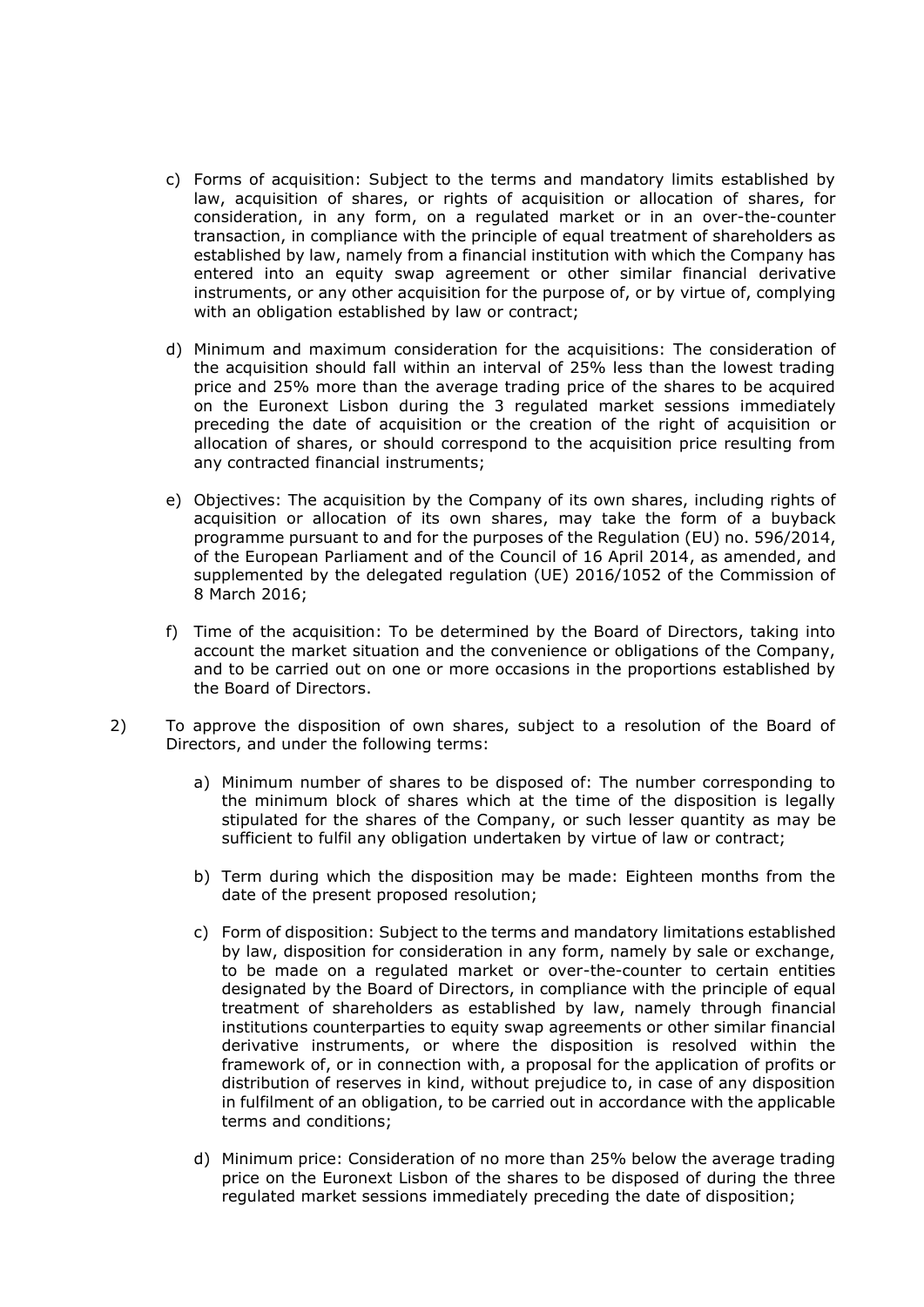c) Forms of acquisition: Subject to the terms and mandatory limits established by law, acquisition of shares, or rights of acquisition or allocation of shares, for consideration, in any form, on a regulated market or in an over-the-counter transaction, in compliance with the principle of equal treatment of shareholders as established by law, namely from a financial institution with which the Company has entered into an equity swap agreement or other similar financial derivative instruments, or any other acquisition for the purpose of, or by virtue of, complying with an obligation established by law or contract;

d) Minimum and maximum consideration for the acquisitions: The consideration of the acquisition should fall within an interval of 25% less than the lowest trading price and 25% more than the average trading price of the shares to be acquired on the Euronext Lisbon during the 3 regulated market sessions immediately preceding the date of acquisition or the creation of the right of acquisition or allocation of shares, or should correspond to the acquisition price resulting from any contracted financial instruments;

e) Objectives: The acquisition by the Company of its own shares, including rights of acquisition or allocation of its own shares, may take the form of a buyback programme pursuant to and for the purposes of the Regulation (EU) no. 596/2014, of the European Parliament and of the Council of 16 April 2014, as amended, and supplemented by the delegated regulation (UE) 2016/1052 of the Commission of 8 March 2016;

f) Time of the acquisition: To be determined by the Board of Directors, taking into account the market situation and the convenience or obligations of the Company, and to be carried out on one or more occasions in the proportions established by the Board of Directors.

2) To approve the disposition of own shares, subject to a resolution of the Board of Directors, and under the following terms:

   a) Minimum number of shares to be disposed of: The number corresponding to the minimum block of shares which at the time of the disposition is legally stipulated for the shares of the Company, or such lesser quantity as may be sufficient to fulfil any obligation undertaken by virtue of law or contract;

   b) Term during which the disposition may be made: Eighteen months from the date of the present proposed resolution;

   c) Form of disposition: Subject to the terms and mandatory limitations established by law, disposition for consideration in any form, namely by sale or exchange, to be made on a regulated market or over-the-counter to certain entities designated by the Board of Directors, in compliance with the principle of equal treatment of shareholders as established by law, namely through financial institutions counterparties to equity swap agreements or other similar financial derivative instruments, or where the disposition is resolved within the framework of, or in connection with, a proposal for the application of profits or distribution of reserves in kind, without prejudice to, in case of any disposition in fulfilment of an obligation, to be carried out in accordance with the applicable terms and conditions;

   d) Minimum price: Consideration of no more than 25% below the average trading price on the Euronext Lisbon of the shares to be disposed of during the three regulated market sessions immediately preceding the date of disposition;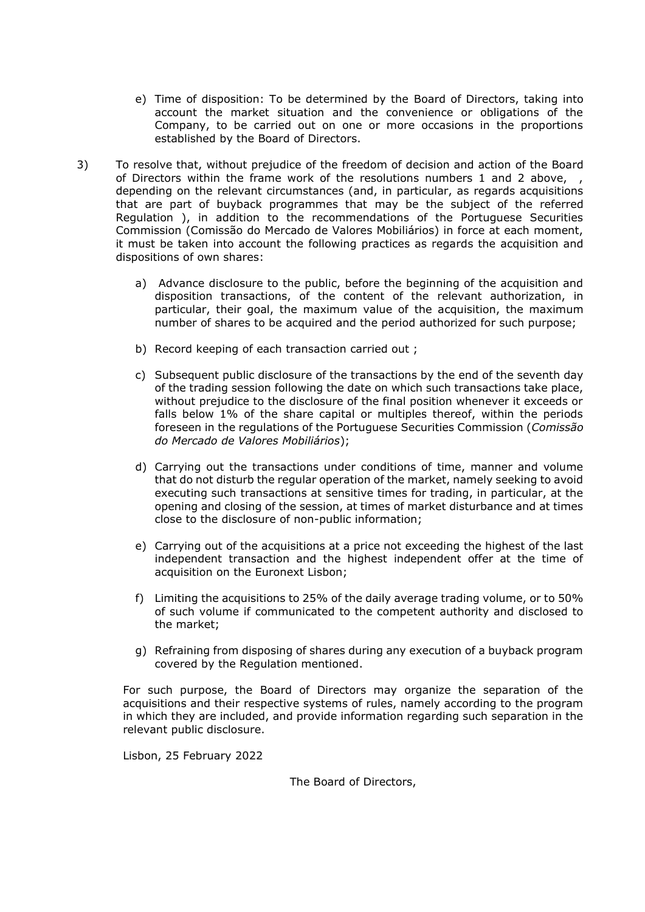e) Time of disposition: To be determined by the Board of Directors, taking into account the market situation and the convenience or obligations of the Company, to be carried out on one or more occasions in the proportions established by the Board of Directors.

3) To resolve that, without prejudice of the freedom of decision and action of the Board of Directors within the frame work of the resolutions numbers 1 and 2 above, , depending on the relevant circumstances (and, in particular, as regards acquisitions that are part of buyback programmes that may be the subject of the referred Regulation ), in addition to the recommendations of the Portuguese Securities Commission (Comissão do Mercado de Valores Mobiliários) in force at each moment, it must be taken into account the following practices as regards the acquisition and dispositions of own shares:

   a) Advance disclosure to the public, before the beginning of the acquisition and disposition transactions, of the content of the relevant authorization, in particular, their goal, the maximum value of the acquisition, the maximum number of shares to be acquired and the period authorized for such purpose;

   b) Record keeping of each transaction carried out ;

   c) Subsequent public disclosure of the transactions by the end of the seventh day of the trading session following the date on which such transactions take place, without prejudice to the disclosure of the final position whenever it exceeds or falls below 1% of the share capital or multiples thereof, within the periods foreseen in the regulations of the Portuguese Securities Commission (*Comissão do Mercado de Valores Mobiliários*);

   d) Carrying out the transactions under conditions of time, manner and volume that do not disturb the regular operation of the market, namely seeking to avoid executing such transactions at sensitive times for trading, in particular, at the opening and closing of the session, at times of market disturbance and at times close to the disclosure of non-public information;

   e) Carrying out of the acquisitions at a price not exceeding the highest of the last independent transaction and the highest independent offer at the time of acquisition on the Euronext Lisbon;

   f) Limiting the acquisitions to 25% of the daily average trading volume, or to 50% of such volume if communicated to the competent authority and disclosed to the market;

   g) Refraining from disposing of shares during any execution of a buyback program covered by the Regulation mentioned.

For such purpose, the Board of Directors may organize the separation of the acquisitions and their respective systems of rules, namely according to the program in which they are included, and provide information regarding such separation in the relevant public disclosure.

Lisbon, 25 February 2022

The Board of Directors,